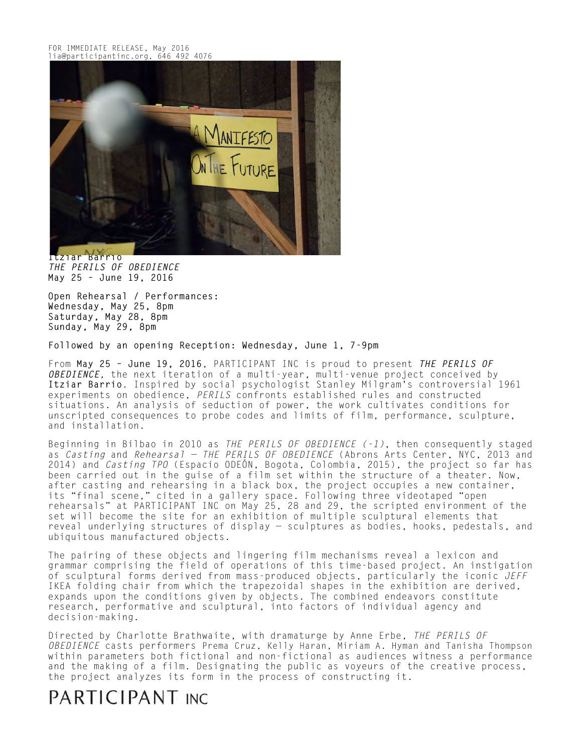FOR IMMEDIATE RELEASE, May 2016
lia@participantinc.org, 646 492 4076

**Itziar Barrio**
***THE PERILS OF OBEDIENCE***
**May 25 – June 19, 2016**

**Open Rehearsal / Performances:**
**Wednesday, May 25, 8pm**
**Saturday, May 28, 8pm**
**Sunday, May 29, 8pm**

**Followed by an opening Reception: Wednesday, June 1, 7-9pm**

From **May 25 – June 19, 2016**, PARTICIPANT INC is proud to present ***THE PERILS OF OBEDIENCE***, the next iteration of a multi-year, multi-venue project conceived by **Itziar Barrio**. Inspired by social psychologist Stanley Milgram's controversial 1961 experiments on obedience, *PERILS* confronts established rules and constructed situations. An analysis of seduction of power, the work cultivates conditions for unscripted consequences to probe codes and limits of film, performance, sculpture, and installation.

Beginning in Bilbao in 2010 as *THE PERILS OF OBEDIENCE (-1)*, then consequently staged as *Casting* and *Rehearsal — THE PERILS OF OBEDIENCE* (Abrons Arts Center, NYC, 2013 and 2014) and *Casting TPO* (Espacio ODEÓN, Bogota, Colombia, 2015), the project so far has been carried out in the guise of a film set within the structure of a theater. Now, after casting and rehearsing in a black box, the project occupies a new container, its "final scene," cited in a gallery space. Following three videotaped "open rehearsals" at PARTICIPANT INC on May 25, 28 and 29, the scripted environment of the set will become the site for an exhibition of multiple sculptural elements that reveal underlying structures of display — sculptures as bodies, hooks, pedestals, and ubiquitous manufactured objects.

The pairing of these objects and lingering film mechanisms reveal a lexicon and grammar comprising the field of operations of this time-based project. An instigation of sculptural forms derived from mass-produced objects, particularly the iconic *JEFF* IKEA folding chair from which the trapezoidal shapes in the exhibition are derived, expands upon the conditions given by objects. The combined endeavors constitute research, performative and sculptural, into factors of individual agency and decision-making.

Directed by Charlotte Brathwaite, with dramaturge by Anne Erbe, *THE PERILS OF OBEDIENCE* casts performers Prema Cruz, Kelly Haran, Miriam A. Hyman and Tanisha Thompson within parameters both fictional and non-fictional as audiences witness a performance and the making of a film. Designating the public as voyeurs of the creative process, the project analyzes its form in the process of constructing it.

PARTICIPANT INC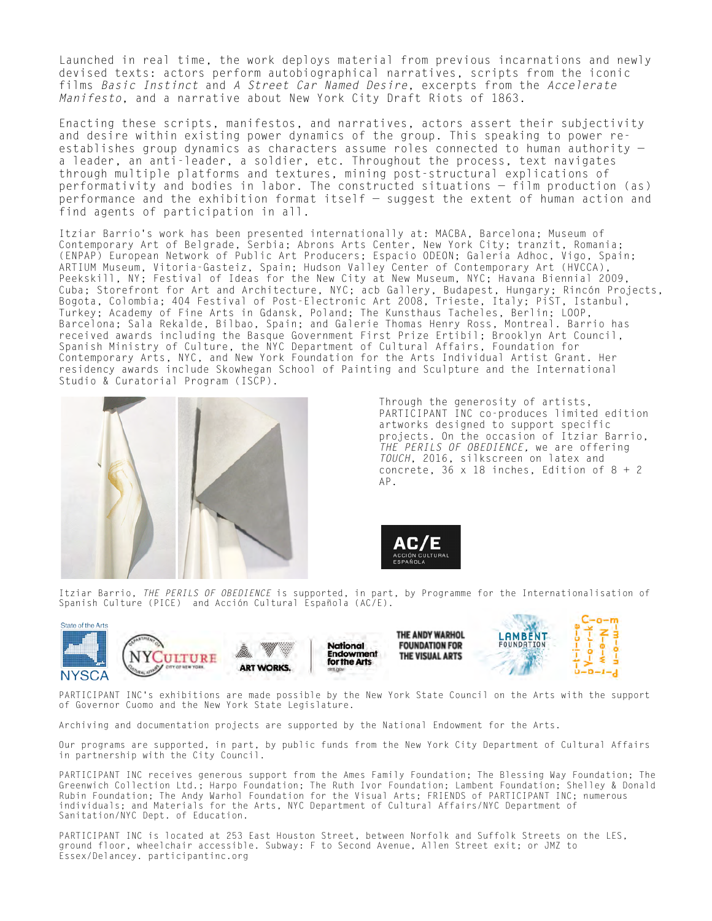Launched in real time, the work deploys material from previous incarnations and newly devised texts: actors perform autobiographical narratives, scripts from the iconic films *Basic Instinct* and *A Street Car Named Desire*, excerpts from the *Accelerate Manifesto*, and a narrative about New York City Draft Riots of 1863.

Enacting these scripts, manifestos, and narratives, actors assert their subjectivity and desire within existing power dynamics of the group. This speaking to power re-establishes group dynamics as characters assume roles connected to human authority — a leader, an anti-leader, a soldier, etc. Throughout the process, text navigates through multiple platforms and textures, mining post-structural explications of performativity and bodies in labor. The constructed situations — film production (as) performance and the exhibition format itself — suggest the extent of human action and find agents of participation in all.

Itziar Barrio's work has been presented internationally at: MACBA, Barcelona; Museum of Contemporary Art of Belgrade, Serbia; Abrons Arts Center, New York City; tranzit, Bucharest, Romania; (ENPAP) European Network of Public Art Producers; Espacio ODEON; Galeria Adhoc, Vigo, Spain; ARTIUM Museum, Vitoria-Gasteiz, Spain; Hudson Valley Center of Contemporary Art (HVCCA), Peekskill, NY; Festival of Ideas for the New City at New Museum, NYC; Havana Biennial 2009, Cuba; Storefront for Art and Architecture, NYC; acb Gallery, Budapest, Hungary; Rincón Projects, Bogota, Colombia; 404 Festival of Post-Electronic Art 2008, Trieste, Italy; PiST, Istanbul, Turkey; Academy of Fine Arts in Gdansk, Poland; The Kunsthaus Tacheles, Berlin; LOOP, Barcelona; Sala Rekalde, Bilbao, Spain; and Galerie Thomas Henry Ross, Montreal. Barrio has received awards including the Basque Government First Prize Ertibil; Brooklyn Art Council, Spanish Ministry of Culture, the NYC Department of Cultural Affairs, Foundation for Contemporary Arts, NYC, and New York Foundation for the Arts Individual Artist Grant. Her residency awards include Skowhegan School of Painting and Sculpture and the International Studio & Curatorial Program (ISCP).

Through the generosity of artists, PARTICIPANT INC co-produces limited edition artworks designed to support specific projects. On the occasion of Itziar Barrio, *THE PERILS OF OBEDIENCE*, we are offering *TOUCH*, 2016, silkscreen on latex and concrete, 36 x 18 inches, Edition of 8 + 2 AP.

AC/E ACCIÓN CULTURAL ESPAÑOLA

Itziar Barrio, *THE PERILS OF OBEDIENCE* is supported, in part, by Programme for the Internationalisation of Spanish Culture (PICE) and Acción Cultural Española (AC/E).

State of the Arts NYSCA · NYCulture · ART WORKS. · National Endowment for the Arts · THE ANDY WARHOL FOUNDATION FOR THE VISUAL ARTS · LAMBENT FOUNDATION · Common Field

PARTICIPANT INC's exhibitions are made possible by the New York State Council on the Arts with the support of Governor Cuomo and the New York State Legislature.

Archiving and documentation projects are supported by the National Endowment for the Arts.

Our programs are supported, in part, by public funds from the New York City Department of Cultural Affairs in partnership with the City Council.

PARTICIPANT INC receives generous support from the Ames Family Foundation; The Blessing Way Foundation; The Greenwich Collection Ltd.; Harpo Foundation; The Ruth Ivor Foundation; Lambent Foundation; Shelley & Donald Rubin Foundation; The Andy Warhol Foundation for the Visual Arts; FRIENDS of PARTICIPANT INC; numerous individuals; and Materials for the Arts, NYC Department of Cultural Affairs/NYC Department of Sanitation/NYC Dept. of Education.

PARTICIPANT INC is located at 253 East Houston Street, between Norfolk and Suffolk Streets on the LES, ground floor, wheelchair accessible. Subway: F to Second Avenue, Allen Street exit; or JMZ to Essex/Delancey. participantinc.org